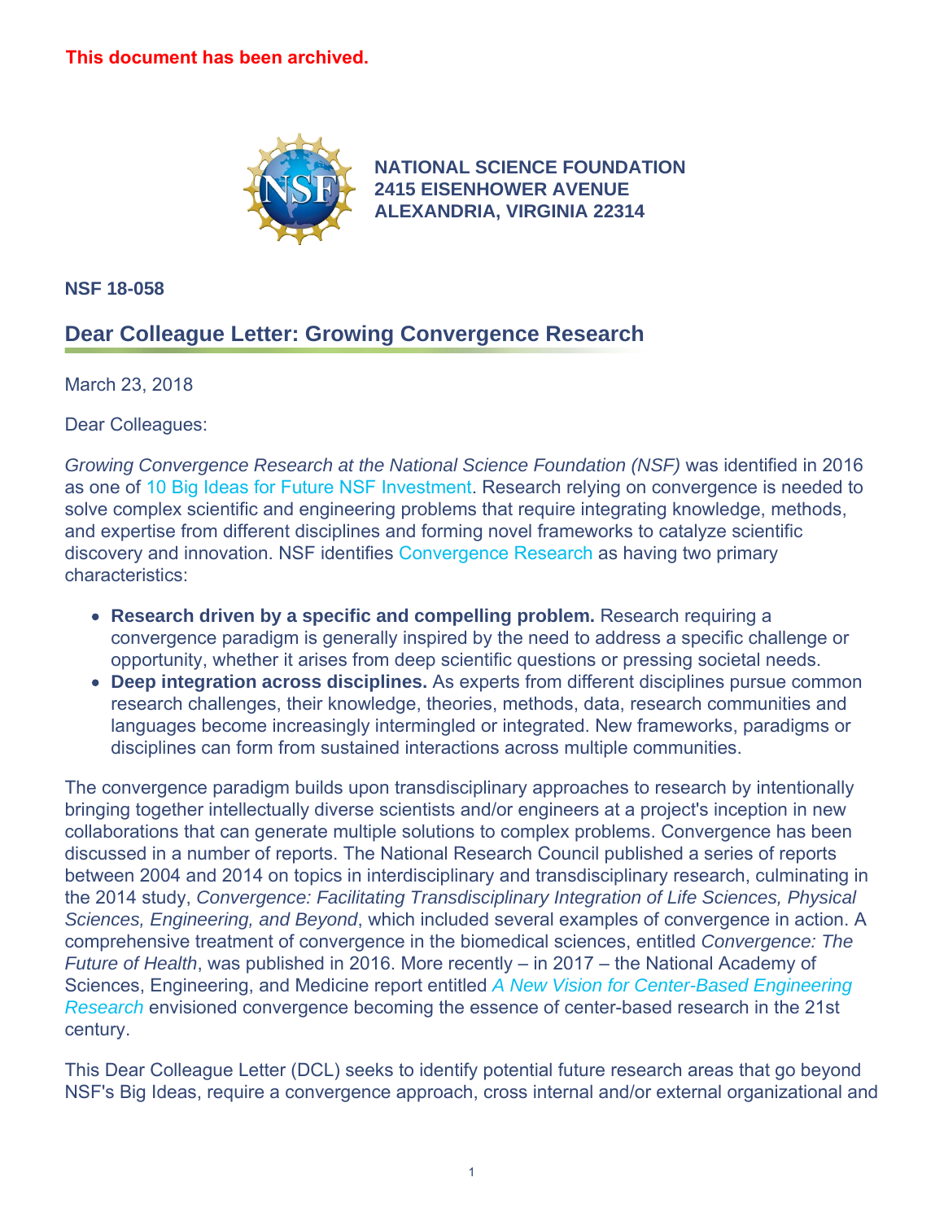**This document has been archived.**

**NATIONAL SCIENCE FOUNDATION**
**2415 EISENHOWER AVENUE**
**ALEXANDRIA, VIRGINIA 22314**

**NSF 18-058**

## Dear Colleague Letter: Growing Convergence Research

March 23, 2018

Dear Colleagues:

*Growing Convergence Research at the National Science Foundation (NSF)* was identified in 2016 as one of 10 Big Ideas for Future NSF Investment. Research relying on convergence is needed to solve complex scientific and engineering problems that require integrating knowledge, methods, and expertise from different disciplines and forming novel frameworks to catalyze scientific discovery and innovation. NSF identifies Convergence Research as having two primary characteristics:

- **Research driven by a specific and compelling problem.** Research requiring a convergence paradigm is generally inspired by the need to address a specific challenge or opportunity, whether it arises from deep scientific questions or pressing societal needs.
- **Deep integration across disciplines.** As experts from different disciplines pursue common research challenges, their knowledge, theories, methods, data, research communities and languages become increasingly intermingled or integrated. New frameworks, paradigms or disciplines can form from sustained interactions across multiple communities.

The convergence paradigm builds upon transdisciplinary approaches to research by intentionally bringing together intellectually diverse scientists and/or engineers at a project's inception in new collaborations that can generate multiple solutions to complex problems. Convergence has been discussed in a number of reports. The National Research Council published a series of reports between 2004 and 2014 on topics in interdisciplinary and transdisciplinary research, culminating in the 2014 study, *Convergence: Facilitating Transdisciplinary Integration of Life Sciences, Physical Sciences, Engineering, and Beyond*, which included several examples of convergence in action. A comprehensive treatment of convergence in the biomedical sciences, entitled *Convergence: The Future of Health*, was published in 2016. More recently – in 2017 – the National Academy of Sciences, Engineering, and Medicine report entitled *A New Vision for Center-Based Engineering Research* envisioned convergence becoming the essence of center-based research in the 21st century.

This Dear Colleague Letter (DCL) seeks to identify potential future research areas that go beyond NSF's Big Ideas, require a convergence approach, cross internal and/or external organizational and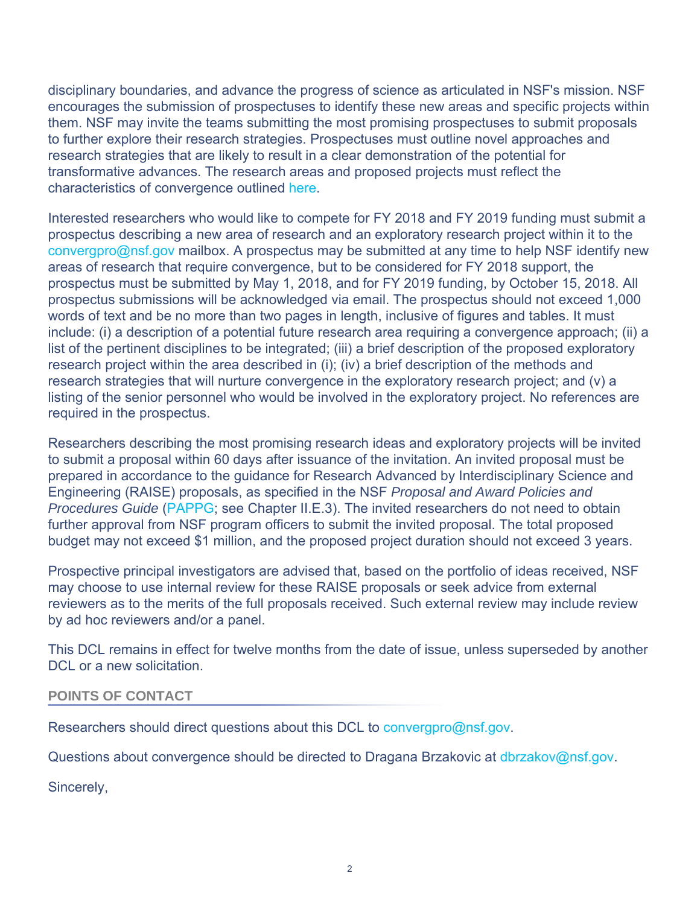disciplinary boundaries, and advance the progress of science as articulated in NSF's mission. NSF encourages the submission of prospectuses to identify these new areas and specific projects within them. NSF may invite the teams submitting the most promising prospectuses to submit proposals to further explore their research strategies. Prospectuses must outline novel approaches and research strategies that are likely to result in a clear demonstration of the potential for transformative advances. The research areas and proposed projects must reflect the characteristics of convergence outlined here.

Interested researchers who would like to compete for FY 2018 and FY 2019 funding must submit a prospectus describing a new area of research and an exploratory research project within it to the convergpro@nsf.gov mailbox. A prospectus may be submitted at any time to help NSF identify new areas of research that require convergence, but to be considered for FY 2018 support, the prospectus must be submitted by May 1, 2018, and for FY 2019 funding, by October 15, 2018. All prospectus submissions will be acknowledged via email. The prospectus should not exceed 1,000 words of text and be no more than two pages in length, inclusive of figures and tables. It must include: (i) a description of a potential future research area requiring a convergence approach; (ii) a list of the pertinent disciplines to be integrated; (iii) a brief description of the proposed exploratory research project within the area described in (i); (iv) a brief description of the methods and research strategies that will nurture convergence in the exploratory research project; and (v) a listing of the senior personnel who would be involved in the exploratory project. No references are required in the prospectus.

Researchers describing the most promising research ideas and exploratory projects will be invited to submit a proposal within 60 days after issuance of the invitation. An invited proposal must be prepared in accordance to the guidance for Research Advanced by Interdisciplinary Science and Engineering (RAISE) proposals, as specified in the NSF *Proposal and Award Policies and Procedures Guide* (PAPPG; see Chapter II.E.3). The invited researchers do not need to obtain further approval from NSF program officers to submit the invited proposal. The total proposed budget may not exceed $1 million, and the proposed project duration should not exceed 3 years.

Prospective principal investigators are advised that, based on the portfolio of ideas received, NSF may choose to use internal review for these RAISE proposals or seek advice from external reviewers as to the merits of the full proposals received. Such external review may include review by ad hoc reviewers and/or a panel.

This DCL remains in effect for twelve months from the date of issue, unless superseded by another DCL or a new solicitation.

## POINTS OF CONTACT

Researchers should direct questions about this DCL to convergpro@nsf.gov.

Questions about convergence should be directed to Dragana Brzakovic at dbrzakov@nsf.gov.

Sincerely,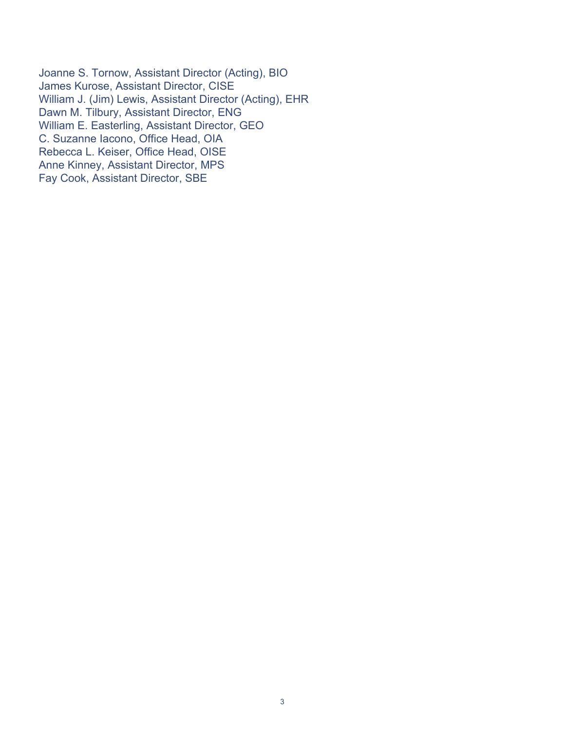Joanne S. Tornow, Assistant Director (Acting), BIO
James Kurose, Assistant Director, CISE
William J. (Jim) Lewis, Assistant Director (Acting), EHR
Dawn M. Tilbury, Assistant Director, ENG
William E. Easterling, Assistant Director, GEO
C. Suzanne Iacono, Office Head, OIA
Rebecca L. Keiser, Office Head, OISE
Anne Kinney, Assistant Director, MPS
Fay Cook, Assistant Director, SBE